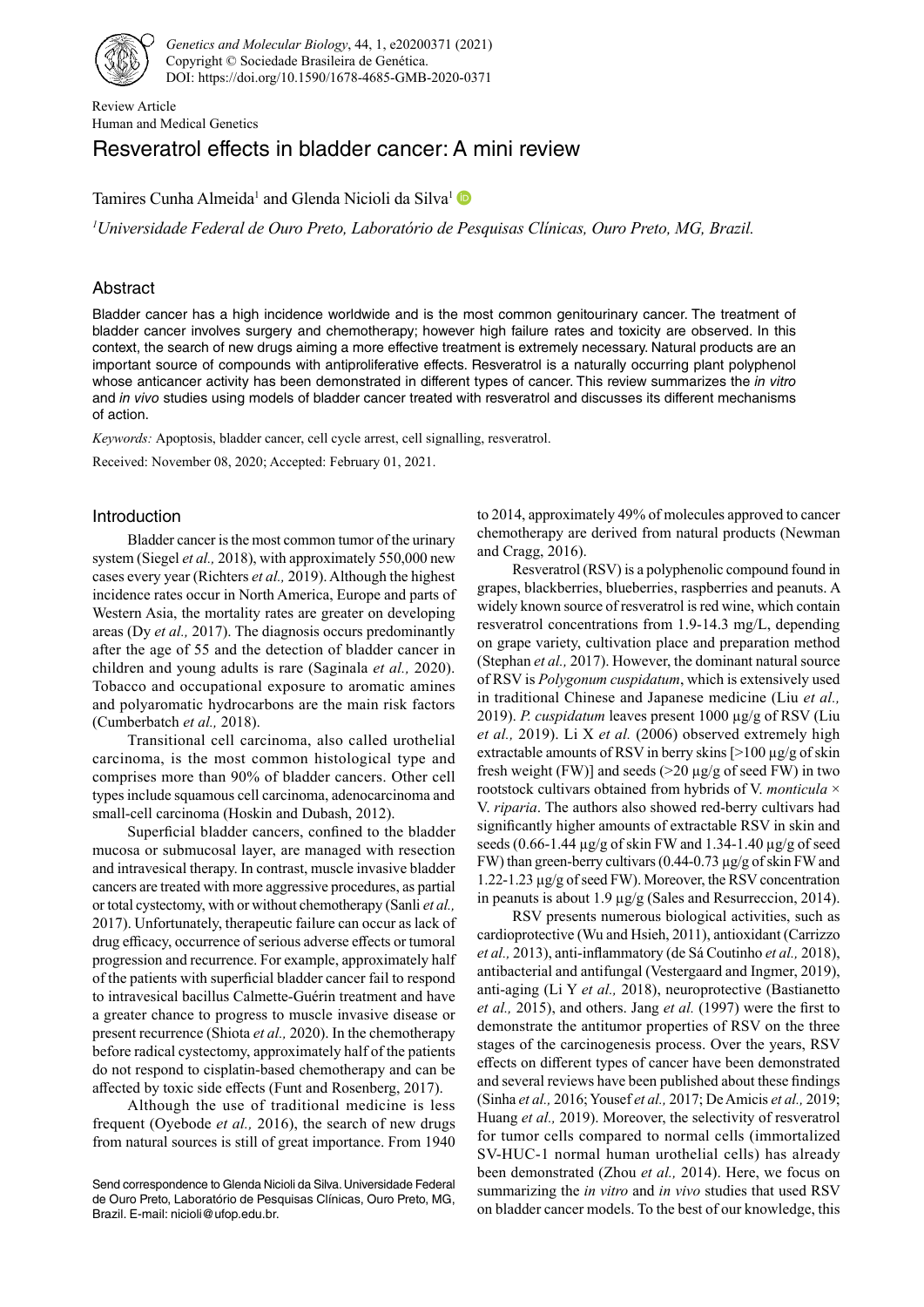Genetics and Molecular Biology, 44, 1, e20200371 (2021)
Copyright © Sociedade Brasileira de Genética.
DOI: https://doi.org/10.1590/1678-4685-GMB-2020-0371

Review Article
Human and Medical Genetics

# Resveratrol effects in bladder cancer: A mini review

Tamires Cunha Almeida[1] and Glenda Nicioli da Silva[1]

[1] *Universidade Federal de Ouro Preto, Laboratório de Pesquisas Clínicas, Ouro Preto, MG, Brazil.*

## Abstract

Bladder cancer has a high incidence worldwide and is the most common genitourinary cancer. The treatment of bladder cancer involves surgery and chemotherapy; however high failure rates and toxicity are observed. In this context, the search of new drugs aiming a more effective treatment is extremely necessary. Natural products are an important source of compounds with antiproliferative effects. Resveratrol is a naturally occurring plant polyphenol whose anticancer activity has been demonstrated in different types of cancer. This review summarizes the *in vitro* and *in vivo* studies using models of bladder cancer treated with resveratrol and discusses its different mechanisms of action.

*Keywords:* Apoptosis, bladder cancer, cell cycle arrest, cell signalling, resveratrol.

Received: November 08, 2020; Accepted: February 01, 2021.

## Introduction

Bladder cancer is the most common tumor of the urinary system (Siegel *et al.,* 2018), with approximately 550,000 new cases every year (Richters *et al.,* 2019). Although the highest incidence rates occur in North America, Europe and parts of Western Asia, the mortality rates are greater on developing areas (Dy *et al.,* 2017). The diagnosis occurs predominantly after the age of 55 and the detection of bladder cancer in children and young adults is rare (Saginala *et al.,* 2020). Tobacco and occupational exposure to aromatic amines and polyaromatic hydrocarbons are the main risk factors (Cumberbatch *et al.,* 2018).

Transitional cell carcinoma, also called urothelial carcinoma, is the most common histological type and comprises more than 90% of bladder cancers. Other cell types include squamous cell carcinoma, adenocarcinoma and small-cell carcinoma (Hoskin and Dubash, 2012).

Superficial bladder cancers, confined to the bladder mucosa or submucosal layer, are managed with resection and intravesical therapy. In contrast, muscle invasive bladder cancers are treated with more aggressive procedures, as partial or total cystectomy, with or without chemotherapy (Sanli *et al.,* 2017). Unfortunately, therapeutic failure can occur as lack of drug efficacy, occurrence of serious adverse effects or tumoral progression and recurrence. For example, approximately half of the patients with superficial bladder cancer fail to respond to intravesical bacillus Calmette-Guérin treatment and have a greater chance to progress to muscle invasive disease or present recurrence (Shiota *et al.,* 2020). In the chemotherapy before radical cystectomy, approximately half of the patients do not respond to cisplatin-based chemotherapy and can be affected by toxic side effects (Funt and Rosenberg, 2017).

Although the use of traditional medicine is less frequent (Oyebode *et al.,* 2016), the search of new drugs from natural sources is still of great importance. From 1940 to 2014, approximately 49% of molecules approved to cancer chemotherapy are derived from natural products (Newman and Cragg, 2016).

Resveratrol (RSV) is a polyphenolic compound found in grapes, blackberries, blueberries, raspberries and peanuts. A widely known source of resveratrol is red wine, which contain resveratrol concentrations from 1.9-14.3 mg/L, depending on grape variety, cultivation place and preparation method (Stephan *et al.,* 2017). However, the dominant natural source of RSV is *Polygonum cuspidatum*, which is extensively used in traditional Chinese and Japanese medicine (Liu *et al.,* 2019). *P. cuspidatum* leaves present 1000 µg/g of RSV (Liu *et al.,* 2019). Li X *et al.* (2006) observed extremely high extractable amounts of RSV in berry skins [>100 µg/g of skin fresh weight (FW)] and seeds (>20 µg/g of seed FW) in two rootstock cultivars obtained from hybrids of V. *monticula* × V. *riparia*. The authors also showed red-berry cultivars had significantly higher amounts of extractable RSV in skin and seeds (0.66-1.44 µg/g of skin FW and 1.34-1.40 µg/g of seed FW) than green-berry cultivars (0.44-0.73 µg/g of skin FW and 1.22-1.23 µg/g of seed FW). Moreover, the RSV concentration in peanuts is about 1.9 µg/g (Sales and Resurreccion, 2014).

RSV presents numerous biological activities, such as cardioprotective (Wu and Hsieh, 2011), antioxidant (Carrizzo *et al.,* 2013), anti-inflammatory (de Sá Coutinho *et al.,* 2018), antibacterial and antifungal (Vestergaard and Ingmer, 2019), anti-aging (Li Y *et al.,* 2018), neuroprotective (Bastianetto *et al.,* 2015), and others. Jang *et al.* (1997) were the first to demonstrate the antitumor properties of RSV on the three stages of the carcinogenesis process. Over the years, RSV effects on different types of cancer have been demonstrated and several reviews have been published about these findings (Sinha *et al.,* 2016; Yousef *et al.,* 2017; De Amicis *et al.,* 2019; Huang *et al.,* 2019). Moreover, the selectivity of resveratrol for tumor cells compared to normal cells (immortalized SV-HUC-1 normal human urothelial cells) has already been demonstrated (Zhou *et al.,* 2014). Here, we focus on summarizing the *in vitro* and *in vivo* studies that used RSV on bladder cancer models. To the best of our knowledge, this

Send correspondence to Glenda Nicioli da Silva. Universidade Federal de Ouro Preto, Laboratório de Pesquisas Clínicas, Ouro Preto, MG, Brazil. E-mail: nicioli@ufop.edu.br.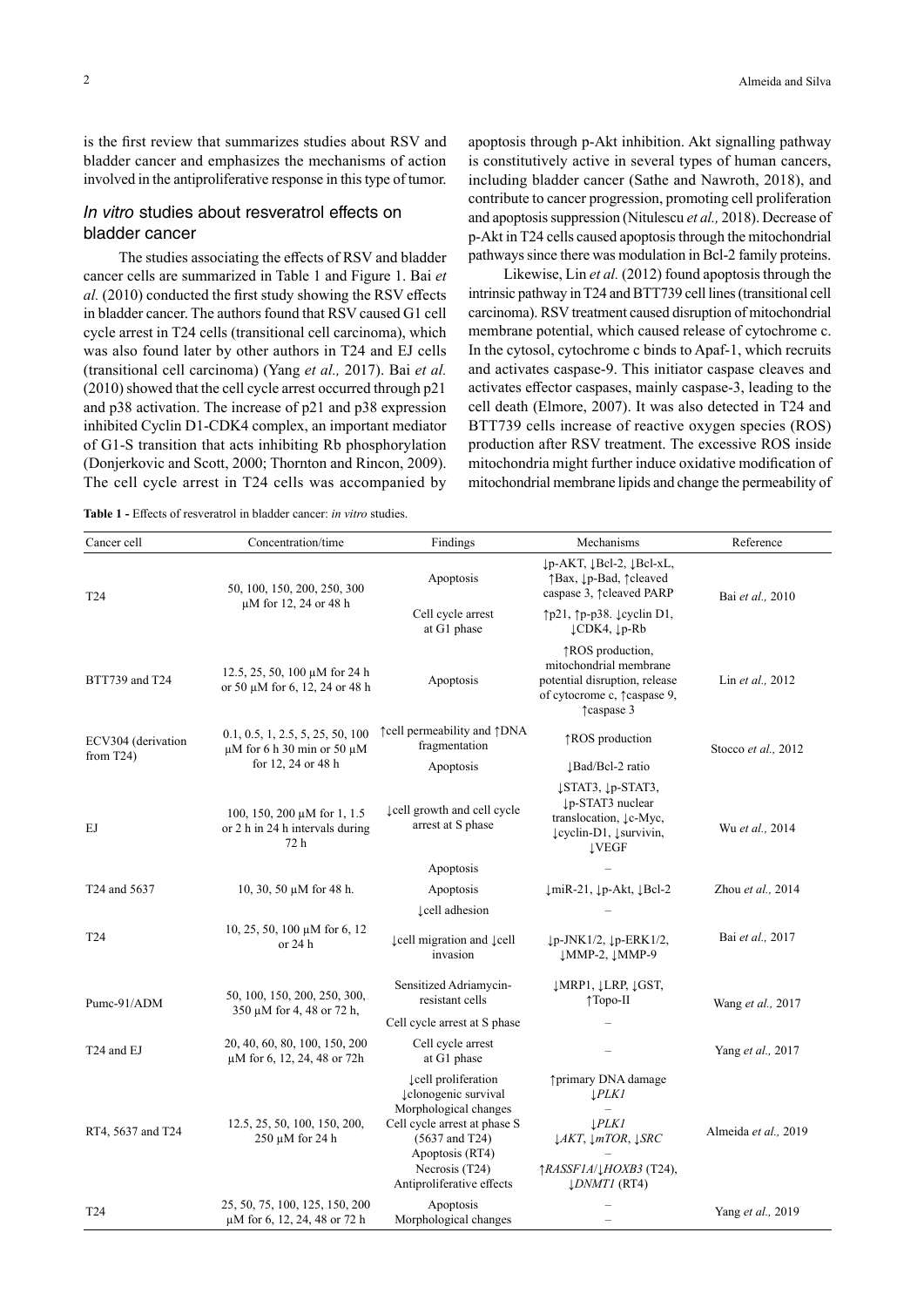is the first review that summarizes studies about RSV and bladder cancer and emphasizes the mechanisms of action involved in the antiproliferative response in this type of tumor.

## *In vitro* studies about resveratrol effects on bladder cancer

The studies associating the effects of RSV and bladder cancer cells are summarized in Table 1 and Figure 1. Bai *et al.* (2010) conducted the first study showing the RSV effects in bladder cancer. The authors found that RSV caused G1 cell cycle arrest in T24 cells (transitional cell carcinoma), which was also found later by other authors in T24 and EJ cells (transitional cell carcinoma) (Yang *et al.,* 2017). Bai *et al.* (2010) showed that the cell cycle arrest occurred through p21 and p38 activation. The increase of p21 and p38 expression inhibited Cyclin D1-CDK4 complex, an important mediator of G1-S transition that acts inhibiting Rb phosphorylation (Donjerkovic and Scott, 2000; Thornton and Rincon, 2009). The cell cycle arrest in T24 cells was accompanied by apoptosis through p-Akt inhibition. Akt signalling pathway is constitutively active in several types of human cancers, including bladder cancer (Sathe and Nawroth, 2018), and contribute to cancer progression, promoting cell proliferation and apoptosis suppression (Nitulescu *et al.,* 2018). Decrease of p-Akt in T24 cells caused apoptosis through the mitochondrial pathways since there was modulation in Bcl-2 family proteins.

Likewise, Lin *et al.* (2012) found apoptosis through the intrinsic pathway in T24 and BTT739 cell lines (transitional cell carcinoma). RSV treatment caused disruption of mitochondrial membrane potential, which caused release of cytochrome c. In the cytosol, cytochrome c binds to Apaf-1, which recruits and activates caspase-9. This initiator caspase cleaves and activates effector caspases, mainly caspase-3, leading to the cell death (Elmore, 2007). It was also detected in T24 and BTT739 cells increase of reactive oxygen species (ROS) production after RSV treatment. The excessive ROS inside mitochondria might further induce oxidative modification of mitochondrial membrane lipids and change the permeability of

**Table 1 -** Effects of resveratrol in bladder cancer: *in vitro* studies.

| Cancer cell | Concentration/time | Findings | Mechanisms | Reference |
|---|---|---|---|---|
| T24 | 50, 100, 150, 200, 250, 300 µM for 12, 24 or 48 h | Apoptosis | ↓p-AKT, ↓Bcl-2, ↓Bcl-xL, ↑Bax, ↓p-Bad, ↑cleaved caspase 3, ↑cleaved PARP | Bai *et al.,* 2010 |
| | | Cell cycle arrest at G1 phase | ↑p21, ↑p-p38. ↓cyclin D1, ↓CDK4, ↓p-Rb | |
| BTT739 and T24 | 12.5, 25, 50, 100 µM for 24 h or 50 µM for 6, 12, 24 or 48 h | Apoptosis | ↑ROS production, mitochondrial membrane potential disruption, release of cytocrome c, ↑caspase 9, ↑caspase 3 | Lin *et al.,* 2012 |
| ECV304 (derivation from T24) | 0.1, 0.5, 1, 2.5, 5, 25, 50, 100 µM for 6 h 30 min or 50 µM for 12, 24 or 48 h | ↑cell permeability and ↑DNA fragmentation | ↑ROS production | Stocco *et al.,* 2012 |
| | | Apoptosis | ↓Bad/Bcl-2 ratio | |
| EJ | 100, 150, 200 µM for 1, 1.5 or 2 h in 24 h intervals during 72 h | ↓cell growth and cell cycle arrest at S phase | ↓STAT3, ↓p-STAT3, ↓p-STAT3 nuclear translocation, ↓c-Myc, ↓cyclin-D1, ↓survivin, ↓VEGF | Wu *et al.,* 2014 |
| | | Apoptosis | – | |
| T24 and 5637 | 10, 30, 50 µM for 48 h. | Apoptosis | ↓miR-21, ↓p-Akt, ↓Bcl-2 | Zhou *et al.,* 2014 |
| T24 | 10, 25, 50, 100 µM for 6, 12 or 24 h | ↓cell adhesion | – | Bai *et al.,* 2017 |
| | | ↓cell migration and ↓cell invasion | ↓p-JNK1/2, ↓p-ERK1/2, ↓MMP-2, ↓MMP-9 | |
| Pumc-91/ADM | 50, 100, 150, 200, 250, 300, 350 µM for 4, 48 or 72 h, | Sensitized Adriamycin-resistant cells | ↓MRP1, ↓LRP, ↓GST, ↑Topo-II | Wang *et al.,* 2017 |
| | | Cell cycle arrest at S phase | – | |
| T24 and EJ | 20, 40, 60, 80, 100, 150, 200 µM for 6, 12, 24, 48 or 72h | Cell cycle arrest at G1 phase | – | Yang *et al.,* 2017 |
| RT4, 5637 and T24 | 12.5, 25, 50, 100, 150, 200, 250 µM for 24 h | ↓cell proliferation<br>↓clonogenic survival<br>Morphological changes<br>Cell cycle arrest at phase S (5637 and T24)<br>Apoptosis (RT4)<br>Necrosis (T24)<br>Antiproliferative effects | ↑primary DNA damage<br>↓*PLK1*<br>–<br>↓*PLK1*<br>↓*AKT*, ↓*mTOR*, ↓*SRC*<br>–<br>↑*RASSF1A*/↓*HOXB3* (T24), ↓*DNMT1* (RT4) | Almeida *et al.,* 2019 |
| T24 | 25, 50, 75, 100, 125, 150, 200 µM for 6, 12, 24, 48 or 72 h | Apoptosis<br>Morphological changes | –<br>– | Yang *et al.,* 2019 |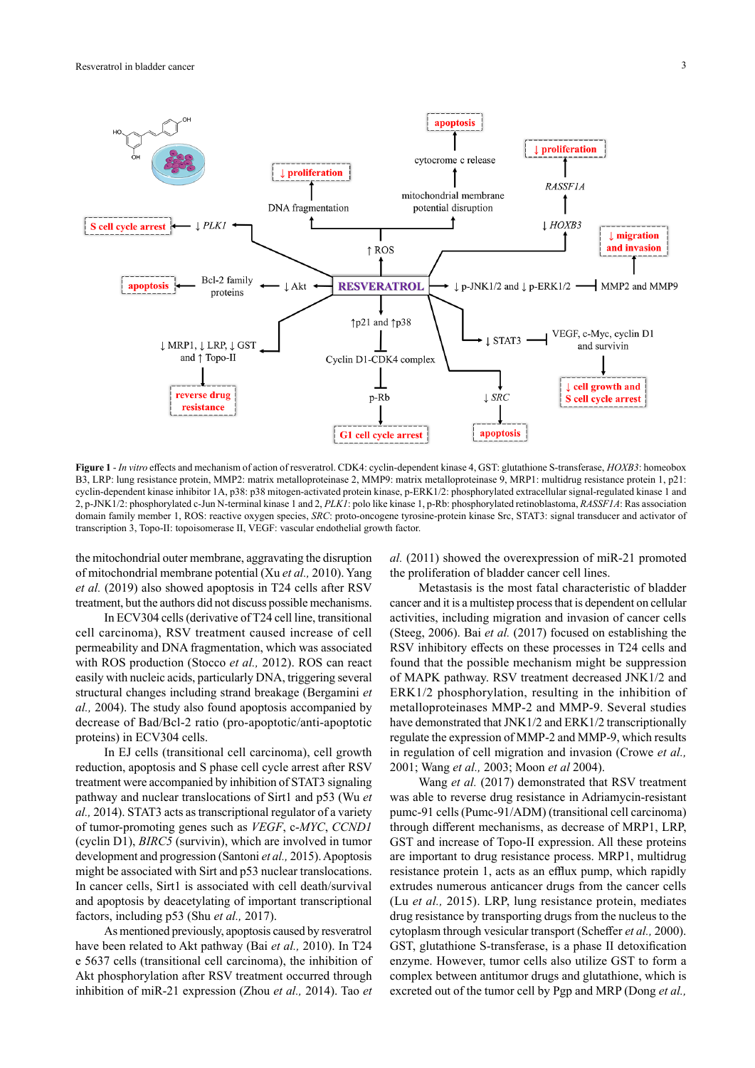**Figure 1** - *In vitro* effects and mechanism of action of resveratrol. CDK4: cyclin-dependent kinase 4, GST: glutathione S-transferase, *HOXB3*: homeobox B3, LRP: lung resistance protein, MMP2: matrix metalloproteinase 2, MMP9: matrix metalloproteinase 9, MRP1: multidrug resistance protein 1, p21: cyclin-dependent kinase inhibitor 1A, p38: p38 mitogen-activated protein kinase, p-ERK1/2: phosphorylated extracellular signal-regulated kinase 1 and 2, p-JNK1/2: phosphorylated c-Jun N-terminal kinase 1 and 2, *PLK1*: polo like kinase 1, p-Rb: phosphorylated retinoblastoma, *RASSF1A*: Ras association domain family member 1, ROS: reactive oxygen species, *SRC*: proto-oncogene tyrosine-protein kinase Src, STAT3: signal transducer and activator of transcription 3, Topo-II: topoisomerase II, VEGF: vascular endothelial growth factor.

the mitochondrial outer membrane, aggravating the disruption of mitochondrial membrane potential (Xu *et al.,* 2010). Yang *et al.* (2019) also showed apoptosis in T24 cells after RSV treatment, but the authors did not discuss possible mechanisms.

In ECV304 cells (derivative of T24 cell line, transitional cell carcinoma), RSV treatment caused increase of cell permeability and DNA fragmentation, which was associated with ROS production (Stocco *et al.,* 2012). ROS can react easily with nucleic acids, particularly DNA, triggering several structural changes including strand breakage (Bergamini *et al.,* 2004). The study also found apoptosis accompanied by decrease of Bad/Bcl-2 ratio (pro-apoptotic/anti-apoptotic proteins) in ECV304 cells.

In EJ cells (transitional cell carcinoma), cell growth reduction, apoptosis and S phase cell cycle arrest after RSV treatment were accompanied by inhibition of STAT3 signaling pathway and nuclear translocations of Sirt1 and p53 (Wu *et al.,* 2014). STAT3 acts as transcriptional regulator of a variety of tumor-promoting genes such as *VEGF*, c-*MYC*, *CCND1* (cyclin D1), *BIRC5* (survivin), which are involved in tumor development and progression (Santoni *et al.,* 2015). Apoptosis might be associated with Sirt and p53 nuclear translocations. In cancer cells, Sirt1 is associated with cell death/survival and apoptosis by deacetylating of important transcriptional factors, including p53 (Shu *et al.,* 2017).

As mentioned previously, apoptosis caused by resveratrol have been related to Akt pathway (Bai *et al.,* 2010). In T24 e 5637 cells (transitional cell carcinoma), the inhibition of Akt phosphorylation after RSV treatment occurred through inhibition of miR-21 expression (Zhou *et al.,* 2014). Tao *et al.* (2011) showed the overexpression of miR-21 promoted the proliferation of bladder cancer cell lines.

Metastasis is the most fatal characteristic of bladder cancer and it is a multistep process that is dependent on cellular activities, including migration and invasion of cancer cells (Steeg, 2006). Bai *et al.* (2017) focused on establishing the RSV inhibitory effects on these processes in T24 cells and found that the possible mechanism might be suppression of MAPK pathway. RSV treatment decreased JNK1/2 and ERK1/2 phosphorylation, resulting in the inhibition of metalloproteinases MMP-2 and MMP-9. Several studies have demonstrated that JNK1/2 and ERK1/2 transcriptionally regulate the expression of MMP-2 and MMP-9, which results in regulation of cell migration and invasion (Crowe *et al.,* 2001; Wang *et al.,* 2003; Moon *et al* 2004).

Wang *et al.* (2017) demonstrated that RSV treatment was able to reverse drug resistance in Adriamycin-resistant pumc-91 cells (Pumc-91/ADM) (transitional cell carcinoma) through different mechanisms, as decrease of MRP1, LRP, GST and increase of Topo-II expression. All these proteins are important to drug resistance process. MRP1, multidrug resistance protein 1, acts as an efflux pump, which rapidly extrudes numerous anticancer drugs from the cancer cells (Lu *et al.,* 2015). LRP, lung resistance protein, mediates drug resistance by transporting drugs from the nucleus to the cytoplasm through vesicular transport (Scheffer *et al.,* 2000). GST, glutathione S-transferase, is a phase II detoxification enzyme. However, tumor cells also utilize GST to form a complex between antitumor drugs and glutathione, which is excreted out of the tumor cell by Pgp and MRP (Dong *et al.,*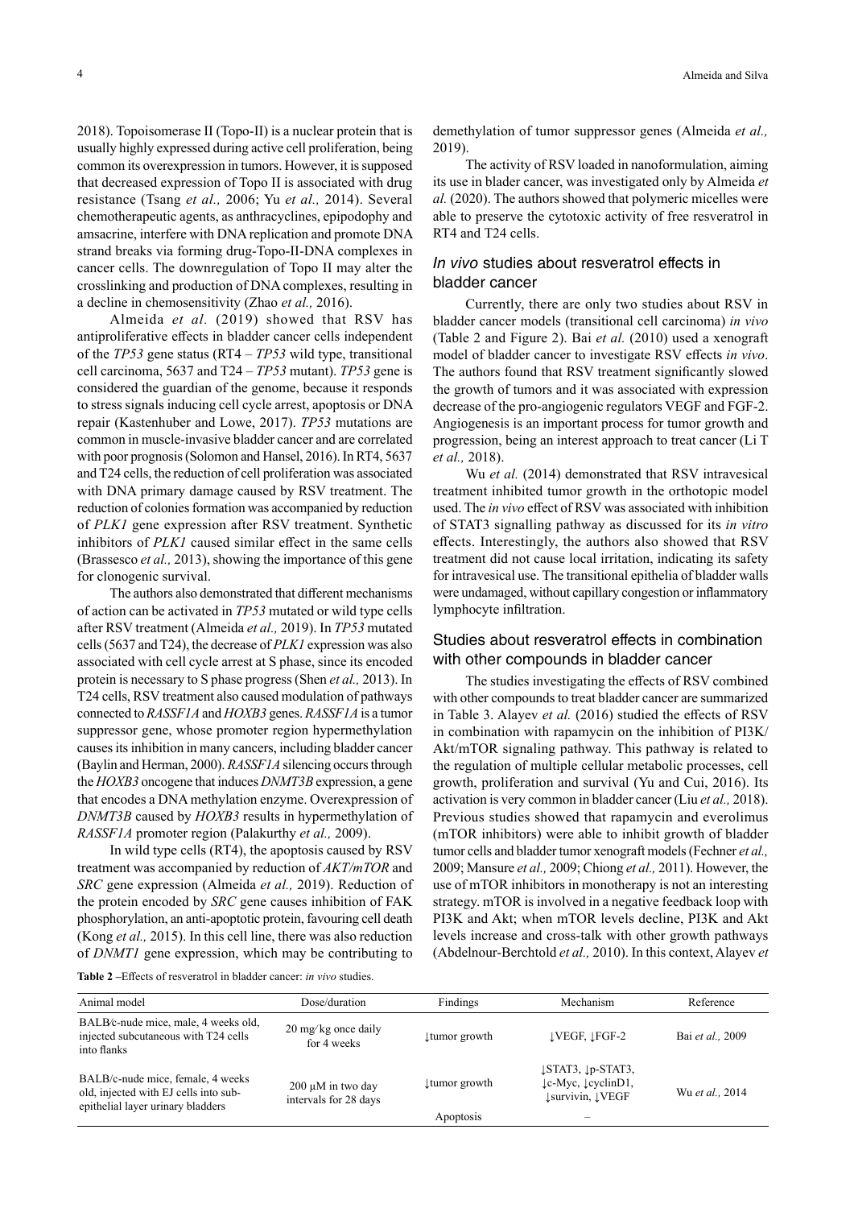2018). Topoisomerase II (Topo-II) is a nuclear protein that is usually highly expressed during active cell proliferation, being common its overexpression in tumors. However, it is supposed that decreased expression of Topo II is associated with drug resistance (Tsang *et al.,* 2006; Yu *et al.,* 2014). Several chemotherapeutic agents, as anthracyclines, epipodophy and amsacrine, interfere with DNA replication and promote DNA strand breaks via forming drug-Topo-II-DNA complexes in cancer cells. The downregulation of Topo II may alter the crosslinking and production of DNA complexes, resulting in a decline in chemosensitivity (Zhao *et al.,* 2016).

Almeida *et al.* (2019) showed that RSV has antiproliferative effects in bladder cancer cells independent of the *TP53* gene status (RT4 – *TP53* wild type, transitional cell carcinoma, 5637 and T24 – *TP53* mutant). *TP53* gene is considered the guardian of the genome, because it responds to stress signals inducing cell cycle arrest, apoptosis or DNA repair (Kastenhuber and Lowe, 2017). *TP53* mutations are common in muscle-invasive bladder cancer and are correlated with poor prognosis (Solomon and Hansel, 2016). In RT4, 5637 and T24 cells, the reduction of cell proliferation was associated with DNA primary damage caused by RSV treatment. The reduction of colonies formation was accompanied by reduction of *PLK1* gene expression after RSV treatment. Synthetic inhibitors of *PLK1* caused similar effect in the same cells (Brassesco *et al.,* 2013), showing the importance of this gene for clonogenic survival.

The authors also demonstrated that different mechanisms of action can be activated in *TP53* mutated or wild type cells after RSV treatment (Almeida *et al.,* 2019). In *TP53* mutated cells (5637 and T24), the decrease of *PLK1* expression was also associated with cell cycle arrest at S phase, since its encoded protein is necessary to S phase progress (Shen *et al.,* 2013). In T24 cells, RSV treatment also caused modulation of pathways connected to *RASSF1A* and *HOXB3* genes. *RASSF1A* is a tumor suppressor gene, whose promoter region hypermethylation causes its inhibition in many cancers, including bladder cancer (Baylin and Herman, 2000). *RASSF1A* silencing occurs through the *HOXB3* oncogene that induces *DNMT3B* expression, a gene that encodes a DNA methylation enzyme. Overexpression of *DNMT3B* caused by *HOXB3* results in hypermethylation of *RASSF1A* promoter region (Palakurthy *et al.,* 2009).

In wild type cells (RT4), the apoptosis caused by RSV treatment was accompanied by reduction of *AKT/mTOR* and *SRC* gene expression (Almeida *et al.,* 2019). Reduction of the protein encoded by *SRC* gene causes inhibition of FAK phosphorylation, an anti-apoptotic protein, favouring cell death (Kong *et al.,* 2015). In this cell line, there was also reduction of *DNMT1* gene expression, which may be contributing to demethylation of tumor suppressor genes (Almeida *et al.,* 2019).

The activity of RSV loaded in nanoformulation, aiming its use in blader cancer, was investigated only by Almeida *et al.* (2020). The authors showed that polymeric micelles were able to preserve the cytotoxic activity of free resveratrol in RT4 and T24 cells.

## *In vivo* studies about resveratrol effects in bladder cancer

Currently, there are only two studies about RSV in bladder cancer models (transitional cell carcinoma) *in vivo* (Table 2 and Figure 2). Bai *et al.* (2010) used a xenograft model of bladder cancer to investigate RSV effects *in vivo*. The authors found that RSV treatment significantly slowed the growth of tumors and it was associated with expression decrease of the pro-angiogenic regulators VEGF and FGF-2. Angiogenesis is an important process for tumor growth and progression, being an interest approach to treat cancer (Li T *et al.,* 2018).

Wu *et al.* (2014) demonstrated that RSV intravesical treatment inhibited tumor growth in the orthotopic model used. The *in vivo* effect of RSV was associated with inhibition of STAT3 signalling pathway as discussed for its *in vitro* effects. Interestingly, the authors also showed that RSV treatment did not cause local irritation, indicating its safety for intravesical use. The transitional epithelia of bladder walls were undamaged, without capillary congestion or inflammatory lymphocyte infiltration.

## Studies about resveratrol effects in combination with other compounds in bladder cancer

The studies investigating the effects of RSV combined with other compounds to treat bladder cancer are summarized in Table 3. Alayev *et al.* (2016) studied the effects of RSV in combination with rapamycin on the inhibition of PI3K/Akt/mTOR signaling pathway. This pathway is related to the regulation of multiple cellular metabolic processes, cell growth, proliferation and survival (Yu and Cui, 2016). Its activation is very common in bladder cancer (Liu *et al.,* 2018). Previous studies showed that rapamycin and everolimus (mTOR inhibitors) were able to inhibit growth of bladder tumor cells and bladder tumor xenograft models (Fechner *et al.,* 2009; Mansure *et al.,* 2009; Chiong *et al.,* 2011). However, the use of mTOR inhibitors in monotherapy is not an interesting strategy. mTOR is involved in a negative feedback loop with PI3K and Akt; when mTOR levels decline, PI3K and Akt levels increase and cross-talk with other growth pathways (Abdelnour-Berchtold *et al.,* 2010). In this context, Alayev *et*

**Table 2** –Effects of resveratrol in bladder cancer: *in vivo* studies.

| Animal model | Dose/duration | Findings | Mechanism | Reference |
|---|---|---|---|---|
| BALB/c-nude mice, male, 4 weeks old, injected subcutaneous with T24 cells into flanks | 20 mg/kg once daily for 4 weeks | ↓tumor growth | ↓VEGF, ↓FGF-2 | Bai *et al.,* 2009 |
| BALB/c-nude mice, female, 4 weeks old, injected with EJ cells into sub-epithelial layer urinary bladders | 200 μM in two day intervals for 28 days | ↓tumor growth | ↓STAT3, ↓p-STAT3, ↓c-Myc, ↓cyclinD1, ↓survivin, ↓VEGF | Wu *et al.,* 2014 |
| | | Apoptosis | – | |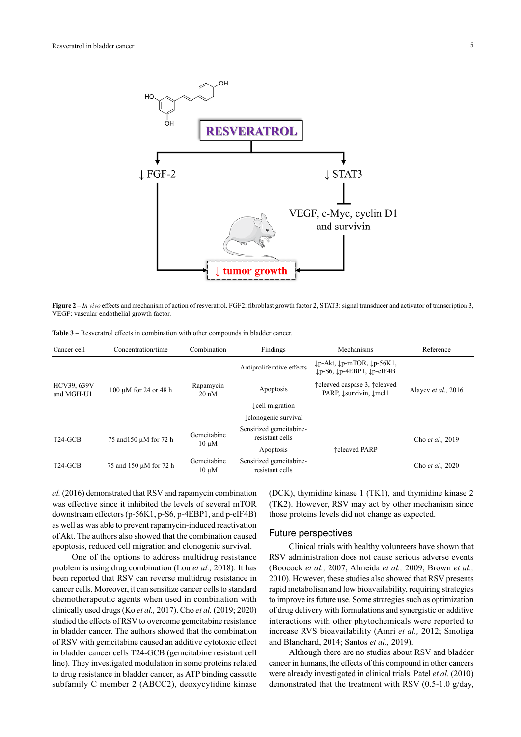RESVERATROL

↓ FGF-2

↓ STAT3

VEGF, c-Myc, cyclin D1 and survivin

↓ tumor growth

**Figure 2 –** *In vivo* effects and mechanism of action of resveratrol. FGF2: fibroblast growth factor 2, STAT3: signal transducer and activator of transcription 3, VEGF: vascular endothelial growth factor.

**Table 3 –** Resveratrol effects in combination with other compounds in bladder cancer.

| Cancer cell | Concentration/time | Combination | Findings | Mechanisms | Reference |
|---|---|---|---|---|---|
| HCV39, 639V and MGH-U1 | 100 µM for 24 or 48 h | Rapamycin 20 nM | Antiproliferative effects | ↓p-Akt, ↓p-mTOR, ↓p-56K1, ↓p-S6, ↓p-4EBP1, ↓p-eIF4B | Alayev *et al.,* 2016 |
| | | | Apoptosis | ↑cleaved caspase 3, ↑cleaved PARP, ↓survivin, ↓mcl1 | |
| | | | ↓cell migration | – | |
| | | | ↓clonogenic survival | – | |
| T24-GCB | 75 and150 µM for 72 h | Gemcitabine 10 µM | Sensitized gemcitabine-resistant cells | – | Cho *et al.,* 2019 |
| | | | Apoptosis | ↑cleaved PARP | |
| T24-GCB | 75 and 150 µM for 72 h | Gemcitabine 10 µM | Sensitized gemcitabine-resistant cells | – | Cho *et al.,* 2020 |

*al.* (2016) demonstrated that RSV and rapamycin combination was effective since it inhibited the levels of several mTOR downstream effectors (p-56K1, p-S6, p-4EBP1, and p-eIF4B) as well as was able to prevent rapamycin-induced reactivation of Akt. The authors also showed that the combination caused apoptosis, reduced cell migration and clonogenic survival.

One of the options to address multidrug resistance problem is using drug combination (Lou *et al.,* 2018). It has been reported that RSV can reverse multidrug resistance in cancer cells. Moreover, it can sensitize cancer cells to standard chemotherapeutic agents when used in combination with clinically used drugs (Ko *et al.,* 2017). Cho *et al.* (2019; 2020) studied the effects of RSV to overcome gemcitabine resistance in bladder cancer. The authors showed that the combination of RSV with gemcitabine caused an additive cytotoxic effect in bladder cancer cells T24-GCB (gemcitabine resistant cell line). They investigated modulation in some proteins related to drug resistance in bladder cancer, as ATP binding cassette subfamily C member 2 (ABCC2), deoxycytidine kinase (DCK), thymidine kinase 1 (TK1), and thymidine kinase 2 (TK2). However, RSV may act by other mechanism since those proteins levels did not change as expected.

## Future perspectives

Clinical trials with healthy volunteers have shown that RSV administration does not cause serious adverse events (Boocock *et al.,* 2007; Almeida *et al.,* 2009; Brown *et al.,* 2010). However, these studies also showed that RSV presents rapid metabolism and low bioavailability, requiring strategies to improve its future use. Some strategies such as optimization of drug delivery with formulations and synergistic or additive interactions with other phytochemicals were reported to increase RVS bioavailability (Amri *et al.,* 2012; Smoliga and Blanchard, 2014; Santos *et al.,* 2019).

Although there are no studies about RSV and bladder cancer in humans, the effects of this compound in other cancers were already investigated in clinical trials. Patel *et al.* (2010) demonstrated that the treatment with RSV (0.5-1.0 g/day,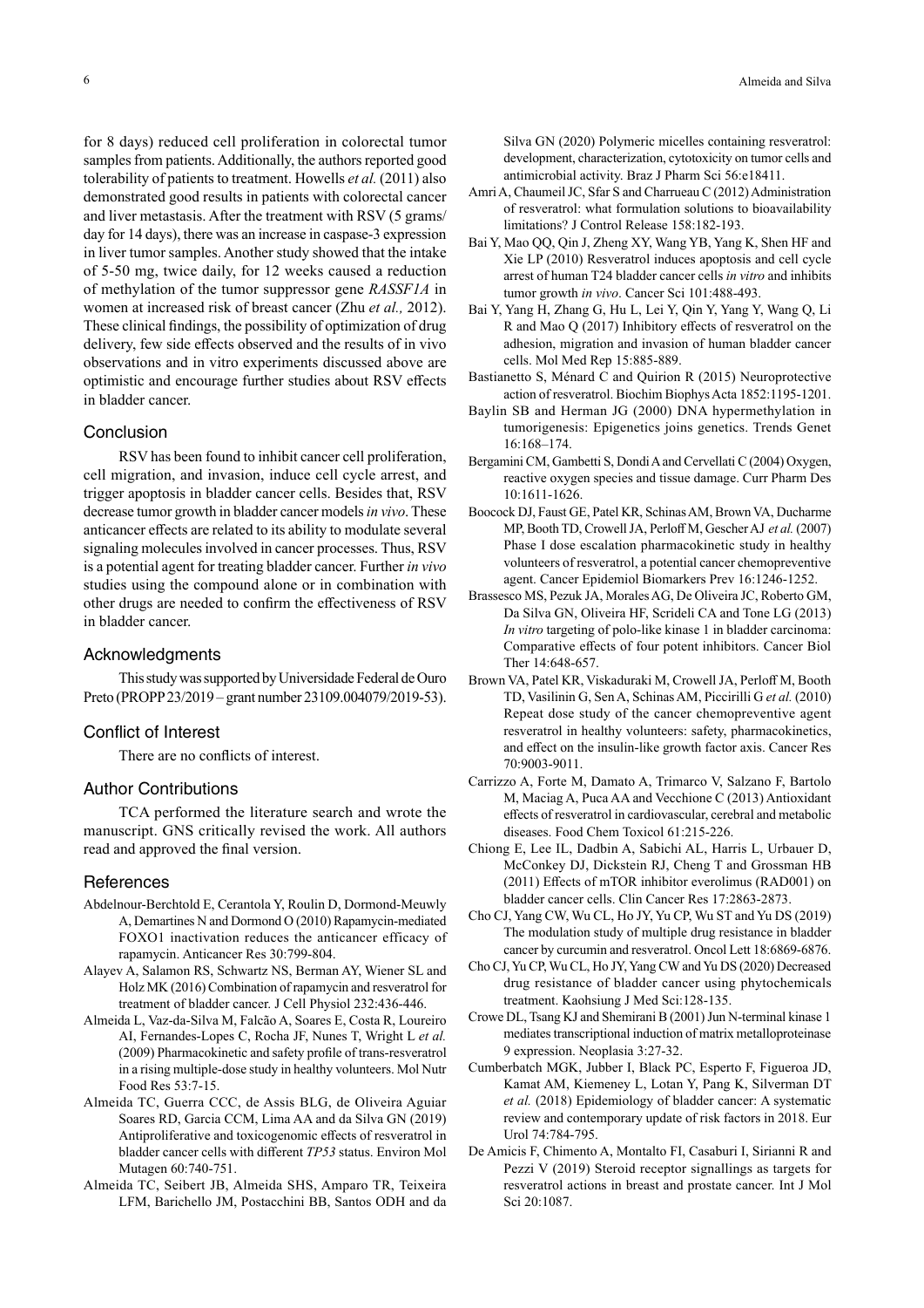for 8 days) reduced cell proliferation in colorectal tumor samples from patients. Additionally, the authors reported good tolerability of patients to treatment. Howells *et al.* (2011) also demonstrated good results in patients with colorectal cancer and liver metastasis. After the treatment with RSV (5 grams/day for 14 days), there was an increase in caspase-3 expression in liver tumor samples. Another study showed that the intake of 5-50 mg, twice daily, for 12 weeks caused a reduction of methylation of the tumor suppressor gene *RASSF1A* in women at increased risk of breast cancer (Zhu *et al.,* 2012). These clinical findings, the possibility of optimization of drug delivery, few side effects observed and the results of in vivo observations and in vitro experiments discussed above are optimistic and encourage further studies about RSV effects in bladder cancer.

## Conclusion

RSV has been found to inhibit cancer cell proliferation, cell migration, and invasion, induce cell cycle arrest, and trigger apoptosis in bladder cancer cells. Besides that, RSV decrease tumor growth in bladder cancer models *in vivo*. These anticancer effects are related to its ability to modulate several signaling molecules involved in cancer processes. Thus, RSV is a potential agent for treating bladder cancer. Further *in vivo* studies using the compound alone or in combination with other drugs are needed to confirm the effectiveness of RSV in bladder cancer.

## Acknowledgments

This study was supported by Universidade Federal de Ouro Preto (PROPP 23/2019 – grant number 23109.004079/2019-53).

## Conflict of Interest

There are no conflicts of interest.

## Author Contributions

TCA performed the literature search and wrote the manuscript. GNS critically revised the work. All authors read and approved the final version.

## References

Abdelnour-Berchtold E, Cerantola Y, Roulin D, Dormond-Meuwly A, Demartines N and Dormond O (2010) Rapamycin-mediated FOXO1 inactivation reduces the anticancer efficacy of rapamycin. Anticancer Res 30:799-804.

Alayev A, Salamon RS, Schwartz NS, Berman AY, Wiener SL and Holz MK (2016) Combination of rapamycin and resveratrol for treatment of bladder cancer. J Cell Physiol 232:436-446.

Almeida L, Vaz-da-Silva M, Falcão A, Soares E, Costa R, Loureiro AI, Fernandes-Lopes C, Rocha JF, Nunes T, Wright L *et al.* (2009) Pharmacokinetic and safety profile of trans-resveratrol in a rising multiple-dose study in healthy volunteers. Mol Nutr Food Res 53:7-15.

Almeida TC, Guerra CCC, de Assis BLG, de Oliveira Aguiar Soares RD, Garcia CCM, Lima AA and da Silva GN (2019) Antiproliferative and toxicogenomic effects of resveratrol in bladder cancer cells with different *TP53* status. Environ Mol Mutagen 60:740-751.

Almeida TC, Seibert JB, Almeida SHS, Amparo TR, Teixeira LFM, Barichello JM, Postacchini BB, Santos ODH and da Silva GN (2020) Polymeric micelles containing resveratrol: development, characterization, cytotoxicity on tumor cells and antimicrobial activity. Braz J Pharm Sci 56:e18411.

Amri A, Chaumeil JC, Sfar S and Charrueau C (2012) Administration of resveratrol: what formulation solutions to bioavailability limitations? J Control Release 158:182-193.

Bai Y, Mao QQ, Qin J, Zheng XY, Wang YB, Yang K, Shen HF and Xie LP (2010) Resveratrol induces apoptosis and cell cycle arrest of human T24 bladder cancer cells *in vitro* and inhibits tumor growth *in vivo*. Cancer Sci 101:488-493.

Bai Y, Yang H, Zhang G, Hu L, Lei Y, Qin Y, Yang Y, Wang Q, Li R and Mao Q (2017) Inhibitory effects of resveratrol on the adhesion, migration and invasion of human bladder cancer cells. Mol Med Rep 15:885-889.

Bastianetto S, Ménard C and Quirion R (2015) Neuroprotective action of resveratrol. Biochim Biophys Acta 1852:1195-1201.

Baylin SB and Herman JG (2000) DNA hypermethylation in tumorigenesis: Epigenetics joins genetics. Trends Genet 16:168–174.

Bergamini CM, Gambetti S, Dondi A and Cervellati C (2004) Oxygen, reactive oxygen species and tissue damage. Curr Pharm Des 10:1611-1626.

Boocock DJ, Faust GE, Patel KR, Schinas AM, Brown VA, Ducharme MP, Booth TD, Crowell JA, Perloff M, Gescher AJ *et al.* (2007) Phase I dose escalation pharmacokinetic study in healthy volunteers of resveratrol, a potential cancer chemopreventive agent. Cancer Epidemiol Biomarkers Prev 16:1246-1252.

Brassesco MS, Pezuk JA, Morales AG, De Oliveira JC, Roberto GM, Da Silva GN, Oliveira HF, Scrideli CA and Tone LG (2013) *In vitro* targeting of polo-like kinase 1 in bladder carcinoma: Comparative effects of four potent inhibitors. Cancer Biol Ther 14:648-657.

Brown VA, Patel KR, Viskaduraki M, Crowell JA, Perloff M, Booth TD, Vasilinin G, Sen A, Schinas AM, Piccirilli G *et al.* (2010) Repeat dose study of the cancer chemopreventive agent resveratrol in healthy volunteers: safety, pharmacokinetics, and effect on the insulin-like growth factor axis. Cancer Res 70:9003-9011.

Carrizzo A, Forte M, Damato A, Trimarco V, Salzano F, Bartolo M, Maciag A, Puca AA and Vecchione C (2013) Antioxidant effects of resveratrol in cardiovascular, cerebral and metabolic diseases. Food Chem Toxicol 61:215-226.

Chiong E, Lee IL, Dadbin A, Sabichi AL, Harris L, Urbauer D, McConkey DJ, Dickstein RJ, Cheng T and Grossman HB (2011) Effects of mTOR inhibitor everolimus (RAD001) on bladder cancer cells. Clin Cancer Res 17:2863-2873.

Cho CJ, Yang CW, Wu CL, Ho JY, Yu CP, Wu ST and Yu DS (2019) The modulation study of multiple drug resistance in bladder cancer by curcumin and resveratrol. Oncol Lett 18:6869-6876.

Cho CJ, Yu CP, Wu CL, Ho JY, Yang CW and Yu DS (2020) Decreased drug resistance of bladder cancer using phytochemicals treatment. Kaohsiung J Med Sci:128-135.

Crowe DL, Tsang KJ and Shemirani B (2001) Jun N-terminal kinase 1 mediates transcriptional induction of matrix metalloproteinase 9 expression. Neoplasia 3:27-32.

Cumberbatch MGK, Jubber I, Black PC, Esperto F, Figueroa JD, Kamat AM, Kiemeney L, Lotan Y, Pang K, Silverman DT *et al.* (2018) Epidemiology of bladder cancer: A systematic review and contemporary update of risk factors in 2018. Eur Urol 74:784-795.

De Amicis F, Chimento A, Montalto FI, Casaburi I, Sirianni R and Pezzi V (2019) Steroid receptor signallings as targets for resveratrol actions in breast and prostate cancer. Int J Mol Sci 20:1087.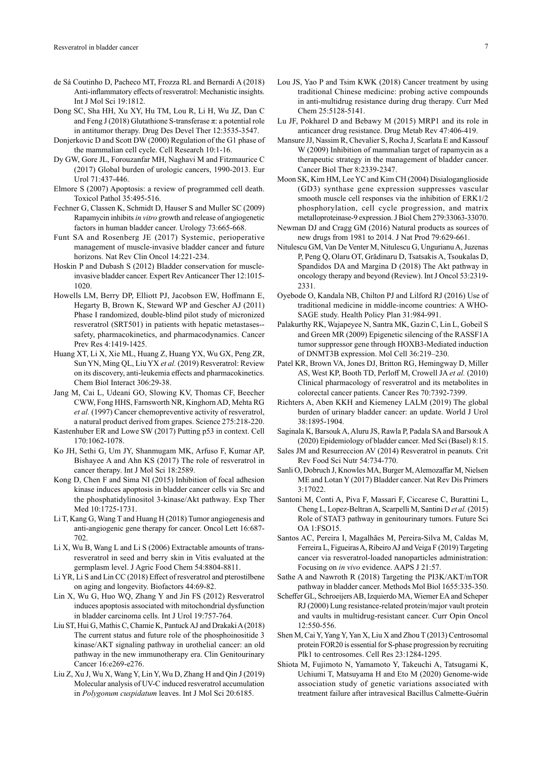de Sá Coutinho D, Pacheco MT, Frozza RL and Bernardi A (2018) Anti-inflammatory effects of resveratrol: Mechanistic insights. Int J Mol Sci 19:1812.

Dong SC, Sha HH, Xu XY, Hu TM, Lou R, Li H, Wu JZ, Dan C and Feng J (2018) Glutathione S-transferase π: a potential role in antitumor therapy. Drug Des Devel Ther 12:3535-3547.

Donjerkovic D and Scott DW (2000) Regulation of the G1 phase of the mammalian cell cycle. Cell Research 10:1-16.

Dy GW, Gore JL, Forouzanfar MH, Naghavi M and Fitzmaurice C (2017) Global burden of urologic cancers, 1990-2013. Eur Urol 71:437-446.

Elmore S (2007) Apoptosis: a review of programmed cell death. Toxicol Pathol 35:495-516.

Fechner G, Classen K, Schmidt D, Hauser S and Muller SC (2009) Rapamycin inhibits *in vitro* growth and release of angiogenetic factors in human bladder cancer. Urology 73:665-668.

Funt SA and Rosenberg JE (2017) Systemic, perioperative management of muscle-invasive bladder cancer and future horizons. Nat Rev Clin Oncol 14:221-234.

Hoskin P and Dubash S (2012) Bladder conservation for muscle-invasive bladder cancer. Expert Rev Anticancer Ther 12:1015-1020.

Howells LM, Berry DP, Elliott PJ, Jacobson EW, Hoffmann E, Hegarty B, Brown K, Steward WP and Gescher AJ (2011) Phase I randomized, double-blind pilot study of micronized resveratrol (SRT501) in patients with hepatic metastases--safety, pharmacokinetics, and pharmacodynamics. Cancer Prev Res 4:1419-1425.

Huang XT, Li X, Xie ML, Huang Z, Huang YX, Wu GX, Peng ZR, Sun YN, Ming QL, Liu YX *et al.* (2019) Resveratrol: Review on its discovery, anti-leukemia effects and pharmacokinetics. Chem Biol Interact 306:29-38.

Jang M, Cai L, Udeani GO, Slowing KV, Thomas CF, Beecher CWW, Fong HHS, Farnsworth NR, Kinghorn AD, Mehta RG *et al.* (1997) Cancer chemopreventive activity of resveratrol, a natural product derived from grapes. Science 275:218-220.

Kastenhuber ER and Lowe SW (2017) Putting p53 in context. Cell 170:1062-1078.

Ko JH, Sethi G, Um JY, Shanmugam MK, Arfuso F, Kumar AP, Bishayee A and Ahn KS (2017) The role of resveratrol in cancer therapy. Int J Mol Sci 18:2589.

Kong D, Chen F and Sima NI (2015) Inhibition of focal adhesion kinase induces apoptosis in bladder cancer cells via Src and the phosphatidylinositol 3-kinase/Akt pathway. Exp Ther Med 10:1725-1731.

Li T, Kang G, Wang T and Huang H (2018) Tumor angiogenesis and anti-angiogenic gene therapy for cancer. Oncol Lett 16:687-702.

Li X, Wu B, Wang L and Li S (2006) Extractable amounts of trans-resveratrol in seed and berry skin in Vitis evaluated at the germplasm level. J Agric Food Chem 54:8804-8811.

Li YR, Li S and Lin CC (2018) Effect of resveratrol and pterostilbene on aging and longevity. Biofactors 44:69-82.

Lin X, Wu G, Huo WQ, Zhang Y and Jin FS (2012) Resveratrol induces apoptosis associated with mitochondrial dysfunction in bladder carcinoma cells. Int J Urol 19:757-764.

Liu ST, Hui G, Mathis C, Chamie K, Pantuck AJ and Drakaki A (2018) The current status and future role of the phosphoinositide 3 kinase/AKT signaling pathway in urothelial cancer: an old pathway in the new immunotherapy era. Clin Genitourinary Cancer 16:e269-e276.

Liu Z, Xu J, Wu X, Wang Y, Lin Y, Wu D, Zhang H and Qin J (2019) Molecular analysis of UV-C induced resveratrol accumulation in *Polygonum cuspidatum* leaves. Int J Mol Sci 20:6185.

Lou JS, Yao P and Tsim KWK (2018) Cancer treatment by using traditional Chinese medicine: probing active compounds in anti-multidrug resistance during drug therapy. Curr Med Chem 25:5128-5141.

Lu JF, Pokharel D and Bebawy M (2015) MRP1 and its role in anticancer drug resistance. Drug Metab Rev 47:406-419.

Mansure JJ, Nassim R, Chevalier S, Rocha J, Scarlata E and Kassouf W (2009) Inhibition of mammalian target of rapamycin as a therapeutic strategy in the management of bladder cancer. Cancer Biol Ther 8:2339-2347.

Moon SK, Kim HM, Lee YC and Kim CH (2004) Disialoganglioside (GD3) synthase gene expression suppresses vascular smooth muscle cell responses via the inhibition of ERK1/2 phosphorylation, cell cycle progression, and matrix metalloproteinase-9 expression. J Biol Chem 279:33063-33070.

Newman DJ and Cragg GM (2016) Natural products as sources of new drugs from 1981 to 2014. J Nat Prod 79:629-661.

Nitulescu GM, Van De Venter M, Nitulescu G, Ungurianu A, Juzenas P, Peng Q, Olaru OT, Grădinaru D, Tsatsakis A, Tsoukalas D, Spandidos DA and Margina D (2018) The Akt pathway in oncology therapy and beyond (Review). Int J Oncol 53:2319-2331.

Oyebode O, Kandala NB, Chilton PJ and Lilford RJ (2016) Use of traditional medicine in middle-income countries: A WHO-SAGE study. Health Policy Plan 31:984-991.

Palakurthy RK, Wajapeyee N, Santra MK, Gazin C, Lin L, Gobeil S and Green MR (2009) Epigenetic silencing of the RASSF1A tumor suppressor gene through HOXB3-Mediated induction of DNMT3B expression. Mol Cell 36:219–230.

Patel KR, Brown VA, Jones DJ, Britton RG, Hemingway D, Miller AS, West KP, Booth TD, Perloff M, Crowell JA *et al.* (2010) Clinical pharmacology of resveratrol and its metabolites in colorectal cancer patients. Cancer Res 70:7392-7399.

Richters A, Aben KKH and Kiemeney LALM (2019) The global burden of urinary bladder cancer: an update. World J Urol 38:1895-1904.

Saginala K, Barsouk A, Aluru JS, Rawla P, Padala SA and Barsouk A (2020) Epidemiology of bladder cancer. Med Sci (Basel) 8:15.

Sales JM and Resurreccion AV (2014) Resveratrol in peanuts. Crit Rev Food Sci Nutr 54:734-770.

Sanli O, Dobruch J, Knowles MA, Burger M, Alemozaffar M, Nielsen ME and Lotan Y (2017) Bladder cancer. Nat Rev Dis Primers 3:17022.

Santoni M, Conti A, Piva F, Massari F, Ciccarese C, Burattini L, Cheng L, Lopez-Beltran A, Scarpelli M, Santini D *et al.* (2015) Role of STAT3 pathway in genitourinary tumors. Future Sci OA 1:FSO15.

Santos AC, Pereira I, Magalhães M, Pereira-Silva M, Caldas M, Ferreira L, Figueiras A, Ribeiro AJ and Veiga F (2019) Targeting cancer via resveratrol-loaded nanoparticles administration: Focusing on *in vivo* evidence. AAPS J 21:57.

Sathe A and Nawroth R (2018) Targeting the PI3K/AKT/mTOR pathway in bladder cancer. Methods Mol Biol 1655:335-350.

Scheffer GL, Schroeijers AB, Izquierdo MA, Wiemer EA and Scheper RJ (2000) Lung resistance-related protein/major vault protein and vaults in multidrug-resistant cancer. Curr Opin Oncol 12:550-556.

Shen M, Cai Y, Yang Y, Yan X, Liu X and Zhou T (2013) Centrosomal protein FOR20 is essential for S-phase progression by recruiting Plk1 to centrosomes. Cell Res 23:1284-1295.

Shiota M, Fujimoto N, Yamamoto Y, Takeuchi A, Tatsugami K, Uchiumi T, Matsuyama H and Eto M (2020) Genome-wide association study of genetic variations associated with treatment failure after intravesical Bacillus Calmette-Guérin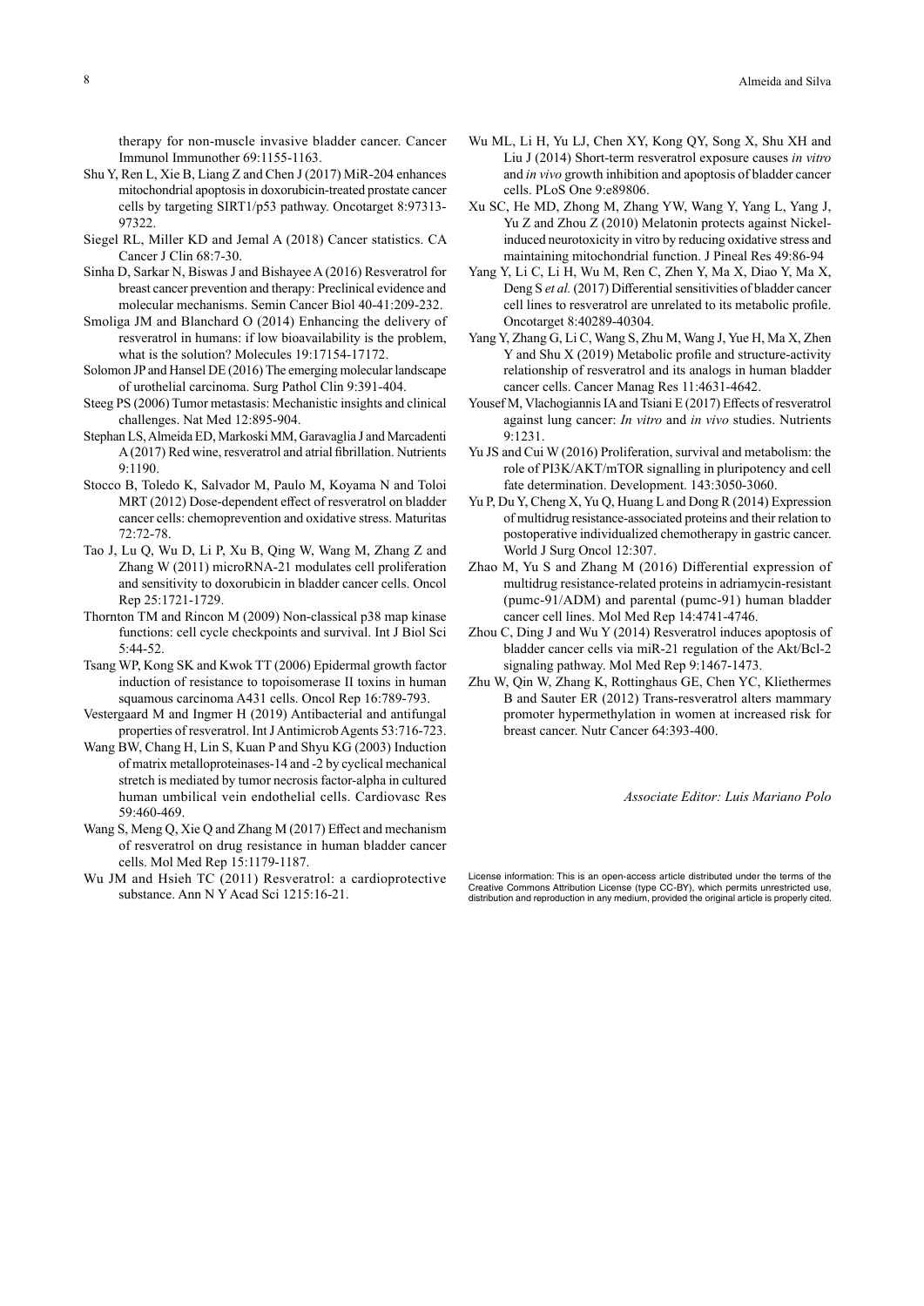therapy for non-muscle invasive bladder cancer. Cancer Immunol Immunother 69:1155-1163.

Shu Y, Ren L, Xie B, Liang Z and Chen J (2017) MiR-204 enhances mitochondrial apoptosis in doxorubicin-treated prostate cancer cells by targeting SIRT1/p53 pathway. Oncotarget 8:97313-97322.

Siegel RL, Miller KD and Jemal A (2018) Cancer statistics. CA Cancer J Clin 68:7-30.

Sinha D, Sarkar N, Biswas J and Bishayee A (2016) Resveratrol for breast cancer prevention and therapy: Preclinical evidence and molecular mechanisms. Semin Cancer Biol 40-41:209-232.

Smoliga JM and Blanchard O (2014) Enhancing the delivery of resveratrol in humans: if low bioavailability is the problem, what is the solution? Molecules 19:17154-17172.

Solomon JP and Hansel DE (2016) The emerging molecular landscape of urothelial carcinoma. Surg Pathol Clin 9:391-404.

Steeg PS (2006) Tumor metastasis: Mechanistic insights and clinical challenges. Nat Med 12:895-904.

Stephan LS, Almeida ED, Markoski MM, Garavaglia J and Marcadenti A (2017) Red wine, resveratrol and atrial fibrillation. Nutrients 9:1190.

Stocco B, Toledo K, Salvador M, Paulo M, Koyama N and Toloi MRT (2012) Dose-dependent effect of resveratrol on bladder cancer cells: chemoprevention and oxidative stress. Maturitas 72:72-78.

Tao J, Lu Q, Wu D, Li P, Xu B, Qing W, Wang M, Zhang Z and Zhang W (2011) microRNA-21 modulates cell proliferation and sensitivity to doxorubicin in bladder cancer cells. Oncol Rep 25:1721-1729.

Thornton TM and Rincon M (2009) Non-classical p38 map kinase functions: cell cycle checkpoints and survival. Int J Biol Sci 5:44-52.

Tsang WP, Kong SK and Kwok TT (2006) Epidermal growth factor induction of resistance to topoisomerase II toxins in human squamous carcinoma A431 cells. Oncol Rep 16:789-793.

Vestergaard M and Ingmer H (2019) Antibacterial and antifungal properties of resveratrol. Int J Antimicrob Agents 53:716-723.

Wang BW, Chang H, Lin S, Kuan P and Shyu KG (2003) Induction of matrix metalloproteinases-14 and -2 by cyclical mechanical stretch is mediated by tumor necrosis factor-alpha in cultured human umbilical vein endothelial cells. Cardiovasc Res 59:460-469.

Wang S, Meng Q, Xie Q and Zhang M (2017) Effect and mechanism of resveratrol on drug resistance in human bladder cancer cells. Mol Med Rep 15:1179-1187.

Wu JM and Hsieh TC (2011) Resveratrol: a cardioprotective substance. Ann N Y Acad Sci 1215:16-21.

Wu ML, Li H, Yu LJ, Chen XY, Kong QY, Song X, Shu XH and Liu J (2014) Short-term resveratrol exposure causes *in vitro* and *in vivo* growth inhibition and apoptosis of bladder cancer cells. PLoS One 9:e89806.

Xu SC, He MD, Zhong M, Zhang YW, Wang Y, Yang L, Yang J, Yu Z and Zhou Z (2010) Melatonin protects against Nickel-induced neurotoxicity in vitro by reducing oxidative stress and maintaining mitochondrial function. J Pineal Res 49:86-94

Yang Y, Li C, Li H, Wu M, Ren C, Zhen Y, Ma X, Diao Y, Ma X, Deng S *et al.* (2017) Differential sensitivities of bladder cancer cell lines to resveratrol are unrelated to its metabolic profile. Oncotarget 8:40289-40304.

Yang Y, Zhang G, Li C, Wang S, Zhu M, Wang J, Yue H, Ma X, Zhen Y and Shu X (2019) Metabolic profile and structure-activity relationship of resveratrol and its analogs in human bladder cancer cells. Cancer Manag Res 11:4631-4642.

Yousef M, Vlachogiannis IA and Tsiani E (2017) Effects of resveratrol against lung cancer: *In vitro* and *in vivo* studies. Nutrients 9:1231.

Yu JS and Cui W (2016) Proliferation, survival and metabolism: the role of PI3K/AKT/mTOR signalling in pluripotency and cell fate determination. Development. 143:3050-3060.

Yu P, Du Y, Cheng X, Yu Q, Huang L and Dong R (2014) Expression of multidrug resistance-associated proteins and their relation to postoperative individualized chemotherapy in gastric cancer. World J Surg Oncol 12:307.

Zhao M, Yu S and Zhang M (2016) Differential expression of multidrug resistance-related proteins in adriamycin-resistant (pumc-91/ADM) and parental (pumc-91) human bladder cancer cell lines. Mol Med Rep 14:4741-4746.

Zhou C, Ding J and Wu Y (2014) Resveratrol induces apoptosis of bladder cancer cells via miR-21 regulation of the Akt/Bcl-2 signaling pathway. Mol Med Rep 9:1467-1473.

Zhu W, Qin W, Zhang K, Rottinghaus GE, Chen YC, Kliethermes B and Sauter ER (2012) Trans-resveratrol alters mammary promoter hypermethylation in women at increased risk for breast cancer. Nutr Cancer 64:393-400.

*Associate Editor: Luis Mariano Polo*

License information: This is an open-access article distributed under the terms of the Creative Commons Attribution License (type CC-BY), which permits unrestricted use, distribution and reproduction in any medium, provided the original article is properly cited.